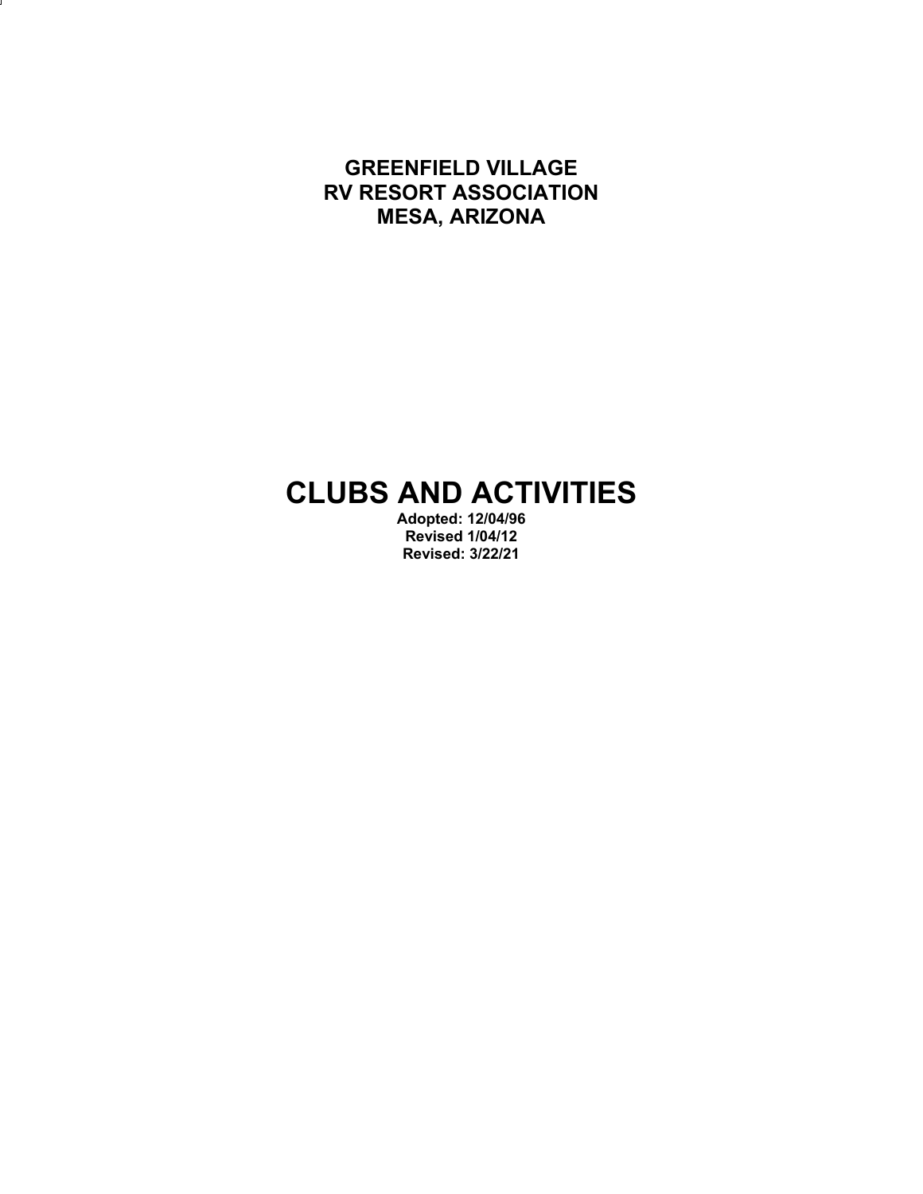**GREENFIELD VILLAGE**
**RV RESORT ASSOCIATION**
**MESA, ARIZONA**

# CLUBS AND ACTIVITIES

**Adopted: 12/04/96**
**Revised 1/04/12**
**Revised: 3/22/21**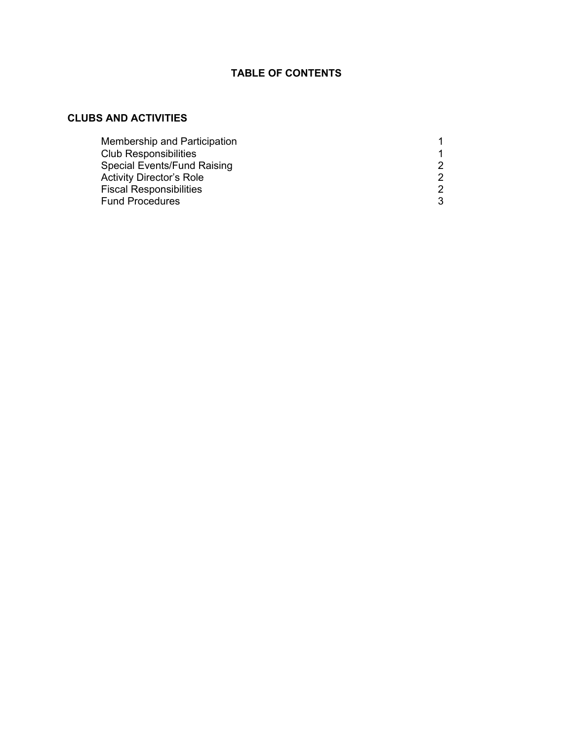# TABLE OF CONTENTS

## CLUBS AND ACTIVITIES

| | |
|---|---|
| Membership and Participation | 1 |
| Club Responsibilities | 1 |
| Special Events/Fund Raising | 2 |
| Activity Director's Role | 2 |
| Fiscal Responsibilities | 2 |
| Fund Procedures | 3 |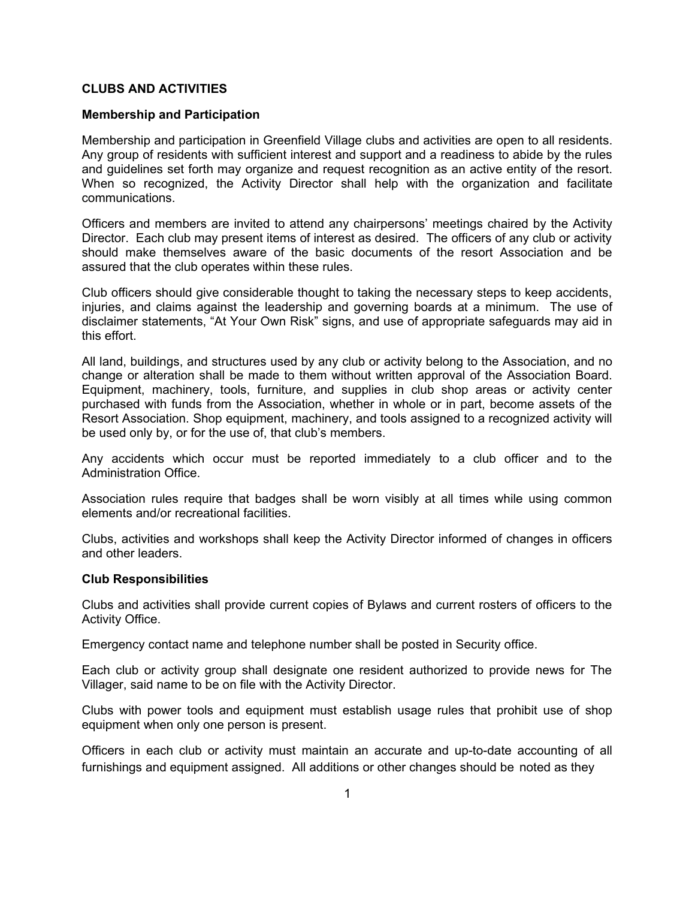## CLUBS AND ACTIVITIES

### Membership and Participation

Membership and participation in Greenfield Village clubs and activities are open to all residents. Any group of residents with sufficient interest and support and a readiness to abide by the rules and guidelines set forth may organize and request recognition as an active entity of the resort. When so recognized, the Activity Director shall help with the organization and facilitate communications.

Officers and members are invited to attend any chairpersons' meetings chaired by the Activity Director. Each club may present items of interest as desired. The officers of any club or activity should make themselves aware of the basic documents of the resort Association and be assured that the club operates within these rules.

Club officers should give considerable thought to taking the necessary steps to keep accidents, injuries, and claims against the leadership and governing boards at a minimum. The use of disclaimer statements, "At Your Own Risk" signs, and use of appropriate safeguards may aid in this effort.

All land, buildings, and structures used by any club or activity belong to the Association, and no change or alteration shall be made to them without written approval of the Association Board. Equipment, machinery, tools, furniture, and supplies in club shop areas or activity center purchased with funds from the Association, whether in whole or in part, become assets of the Resort Association. Shop equipment, machinery, and tools assigned to a recognized activity will be used only by, or for the use of, that club's members.

Any accidents which occur must be reported immediately to a club officer and to the Administration Office.

Association rules require that badges shall be worn visibly at all times while using common elements and/or recreational facilities.

Clubs, activities and workshops shall keep the Activity Director informed of changes in officers and other leaders.

### Club Responsibilities

Clubs and activities shall provide current copies of Bylaws and current rosters of officers to the Activity Office.

Emergency contact name and telephone number shall be posted in Security office.

Each club or activity group shall designate one resident authorized to provide news for The Villager, said name to be on file with the Activity Director.

Clubs with power tools and equipment must establish usage rules that prohibit use of shop equipment when only one person is present.

Officers in each club or activity must maintain an accurate and up-to-date accounting of all furnishings and equipment assigned. All additions or other changes should be noted as they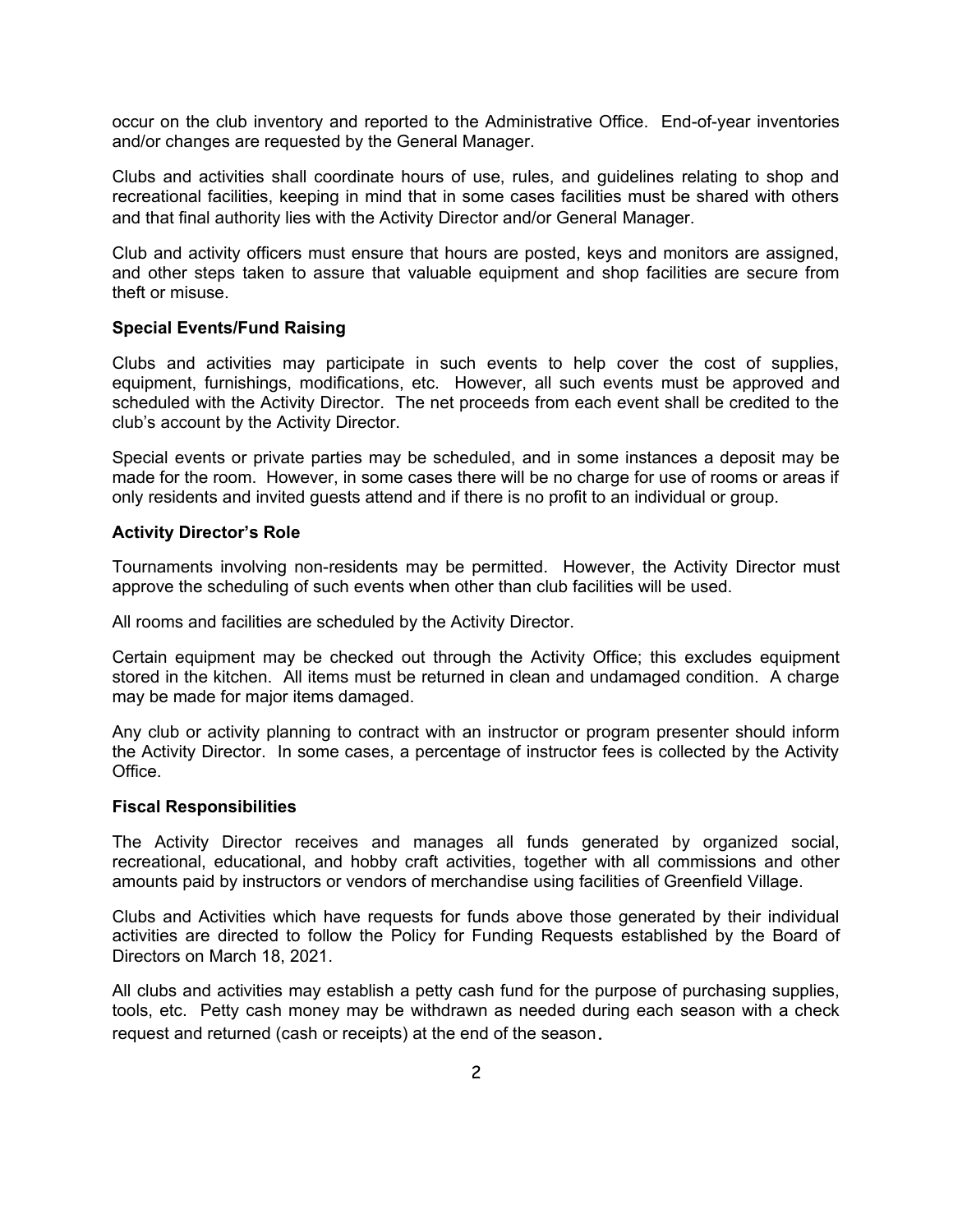occur on the club inventory and reported to the Administrative Office. End-of-year inventories and/or changes are requested by the General Manager.

Clubs and activities shall coordinate hours of use, rules, and guidelines relating to shop and recreational facilities, keeping in mind that in some cases facilities must be shared with others and that final authority lies with the Activity Director and/or General Manager.

Club and activity officers must ensure that hours are posted, keys and monitors are assigned, and other steps taken to assure that valuable equipment and shop facilities are secure from theft or misuse.

**Special Events/Fund Raising**

Clubs and activities may participate in such events to help cover the cost of supplies, equipment, furnishings, modifications, etc. However, all such events must be approved and scheduled with the Activity Director. The net proceeds from each event shall be credited to the club's account by the Activity Director.

Special events or private parties may be scheduled, and in some instances a deposit may be made for the room. However, in some cases there will be no charge for use of rooms or areas if only residents and invited guests attend and if there is no profit to an individual or group.

**Activity Director's Role**

Tournaments involving non-residents may be permitted. However, the Activity Director must approve the scheduling of such events when other than club facilities will be used.

All rooms and facilities are scheduled by the Activity Director.

Certain equipment may be checked out through the Activity Office; this excludes equipment stored in the kitchen. All items must be returned in clean and undamaged condition. A charge may be made for major items damaged.

Any club or activity planning to contract with an instructor or program presenter should inform the Activity Director. In some cases, a percentage of instructor fees is collected by the Activity Office.

**Fiscal Responsibilities**

The Activity Director receives and manages all funds generated by organized social, recreational, educational, and hobby craft activities, together with all commissions and other amounts paid by instructors or vendors of merchandise using facilities of Greenfield Village.

Clubs and Activities which have requests for funds above those generated by their individual activities are directed to follow the Policy for Funding Requests established by the Board of Directors on March 18, 2021.

All clubs and activities may establish a petty cash fund for the purpose of purchasing supplies, tools, etc. Petty cash money may be withdrawn as needed during each season with a check request and returned (cash or receipts) at the end of the season.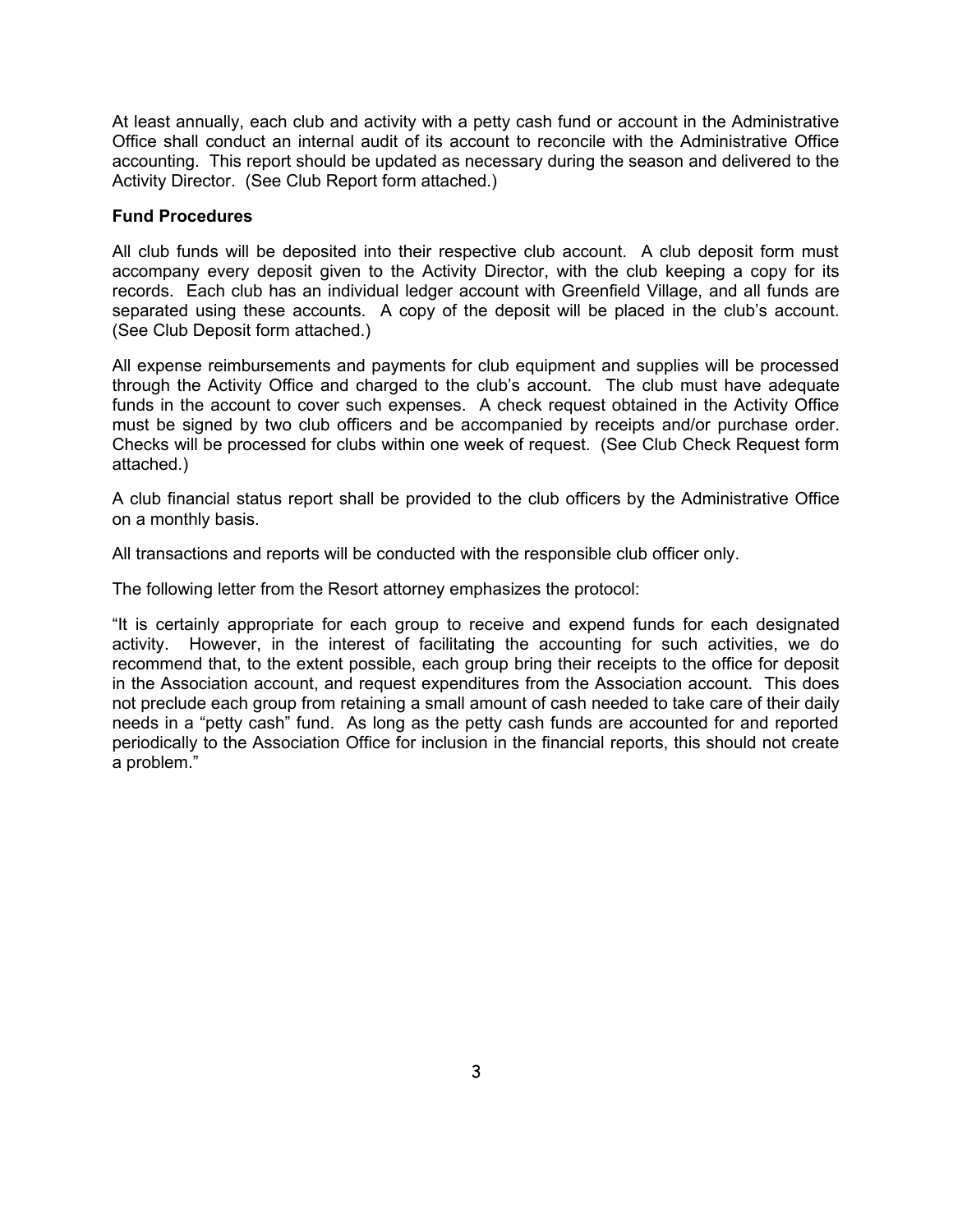At least annually, each club and activity with a petty cash fund or account in the Administrative Office shall conduct an internal audit of its account to reconcile with the Administrative Office accounting. This report should be updated as necessary during the season and delivered to the Activity Director. (See Club Report form attached.)

**Fund Procedures**

All club funds will be deposited into their respective club account. A club deposit form must accompany every deposit given to the Activity Director, with the club keeping a copy for its records. Each club has an individual ledger account with Greenfield Village, and all funds are separated using these accounts. A copy of the deposit will be placed in the club's account. (See Club Deposit form attached.)

All expense reimbursements and payments for club equipment and supplies will be processed through the Activity Office and charged to the club's account. The club must have adequate funds in the account to cover such expenses. A check request obtained in the Activity Office must be signed by two club officers and be accompanied by receipts and/or purchase order. Checks will be processed for clubs within one week of request. (See Club Check Request form attached.)

A club financial status report shall be provided to the club officers by the Administrative Office on a monthly basis.

All transactions and reports will be conducted with the responsible club officer only.

The following letter from the Resort attorney emphasizes the protocol:

"It is certainly appropriate for each group to receive and expend funds for each designated activity. However, in the interest of facilitating the accounting for such activities, we do recommend that, to the extent possible, each group bring their receipts to the office for deposit in the Association account, and request expenditures from the Association account. This does not preclude each group from retaining a small amount of cash needed to take care of their daily needs in a "petty cash" fund. As long as the petty cash funds are accounted for and reported periodically to the Association Office for inclusion in the financial reports, this should not create a problem."